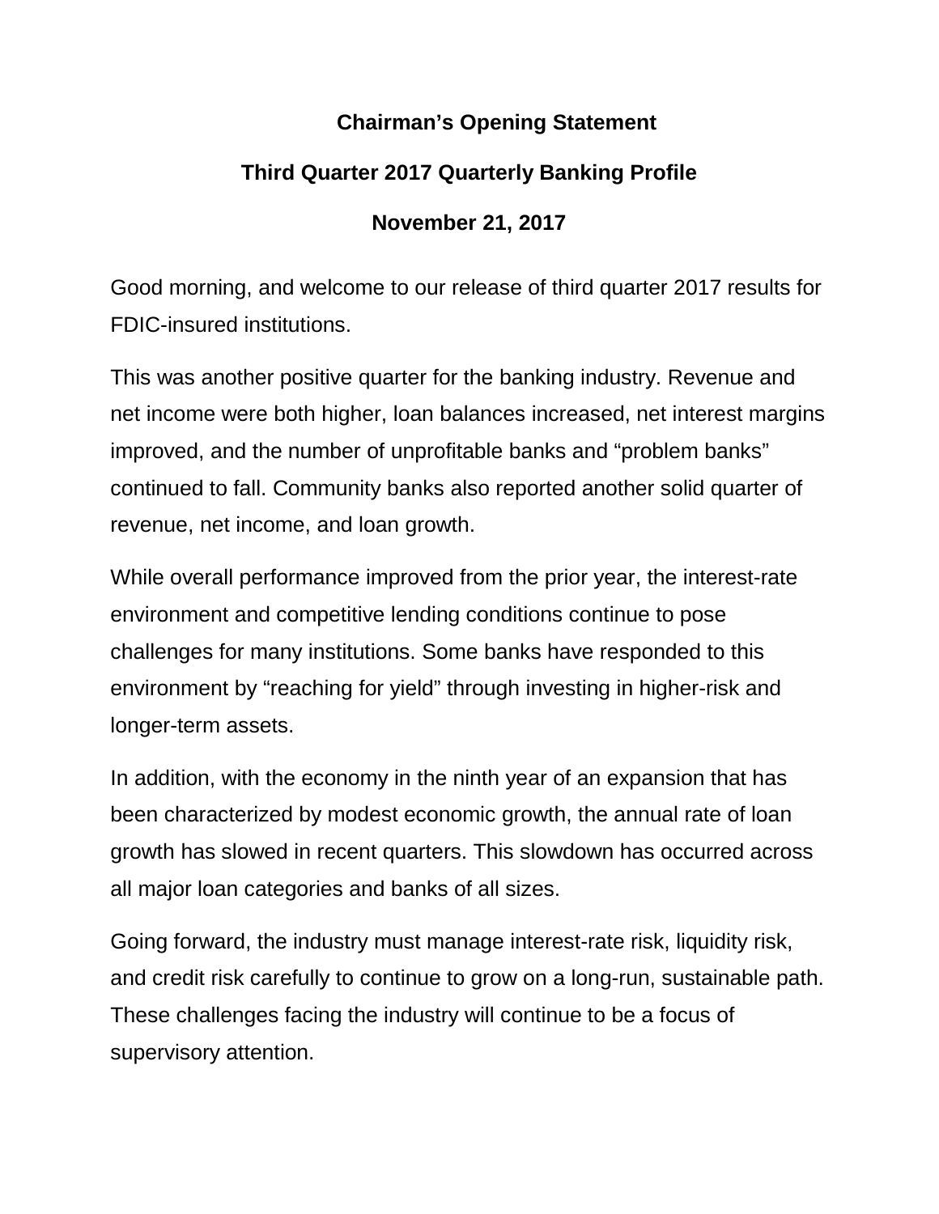# Chairman's Opening Statement

## Third Quarter 2017 Quarterly Banking Profile

## November 21, 2017

Good morning, and welcome to our release of third quarter 2017 results for FDIC-insured institutions.

This was another positive quarter for the banking industry. Revenue and net income were both higher, loan balances increased, net interest margins improved, and the number of unprofitable banks and "problem banks" continued to fall. Community banks also reported another solid quarter of revenue, net income, and loan growth.

While overall performance improved from the prior year, the interest-rate environment and competitive lending conditions continue to pose challenges for many institutions. Some banks have responded to this environment by "reaching for yield" through investing in higher-risk and longer-term assets.

In addition, with the economy in the ninth year of an expansion that has been characterized by modest economic growth, the annual rate of loan growth has slowed in recent quarters. This slowdown has occurred across all major loan categories and banks of all sizes.

Going forward, the industry must manage interest-rate risk, liquidity risk, and credit risk carefully to continue to grow on a long-run, sustainable path. These challenges facing the industry will continue to be a focus of supervisory attention.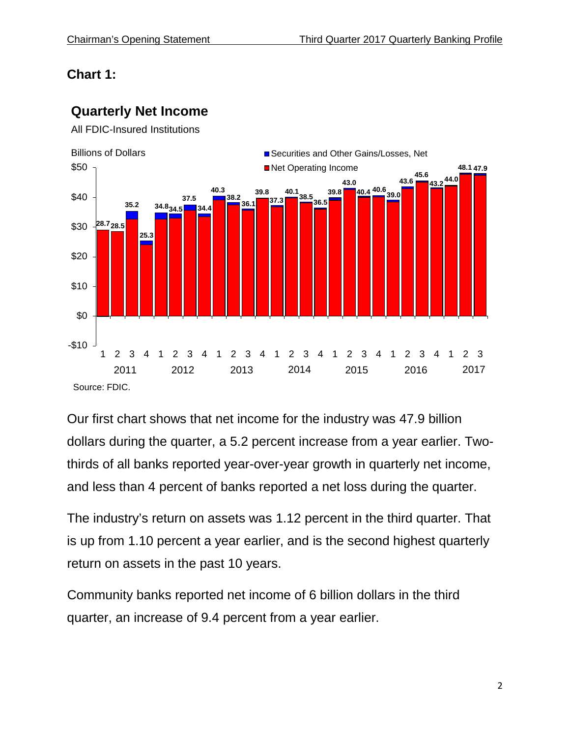## Chart 1:

### Quarterly Net Income

All FDIC-Insured Institutions

Billions of Dollars

| Year | Quarter | Net Income |
|---|---|---|
| 2011 | 1 | 28.7 |
| 2011 | 2 | 28.5 |
| 2011 | 3 | 35.2 |
| 2011 | 4 | 25.3 |
| 2012 | 1 | 34.8 |
| 2012 | 2 | 34.5 |
| 2012 | 3 | 37.5 |
| 2012 | 4 | 34.4 |
| 2013 | 1 | 40.3 |
| 2013 | 2 | 38.2 |
| 2013 | 3 | 36.1 |
| 2013 | 4 | 39.8 |
| 2014 | 1 | 37.3 |
| 2014 | 2 | 40.1 |
| 2014 | 3 | 38.5 |
| 2014 | 4 | 36.5 |
| 2015 | 1 | 39.8 |
| 2015 | 2 | 43.0 |
| 2015 | 3 | 40.4 |
| 2015 | 4 | 40.6 |
| 2016 | 1 | 39.0 |
| 2016 | 2 | 43.6 |
| 2016 | 3 | 45.6 |
| 2016 | 4 | 43.2 |
| 2017 | 1 | 44.0 |
| 2017 | 2 | 48.1 |
| 2017 | 3 | 47.9 |

Legend: Securities and Other Gains/Losses, Net; Net Operating Income

Source: FDIC.

Our first chart shows that net income for the industry was 47.9 billion dollars during the quarter, a 5.2 percent increase from a year earlier. Two-thirds of all banks reported year-over-year growth in quarterly net income, and less than 4 percent of banks reported a net loss during the quarter.

The industry's return on assets was 1.12 percent in the third quarter. That is up from 1.10 percent a year earlier, and is the second highest quarterly return on assets in the past 10 years.

Community banks reported net income of 6 billion dollars in the third quarter, an increase of 9.4 percent from a year earlier.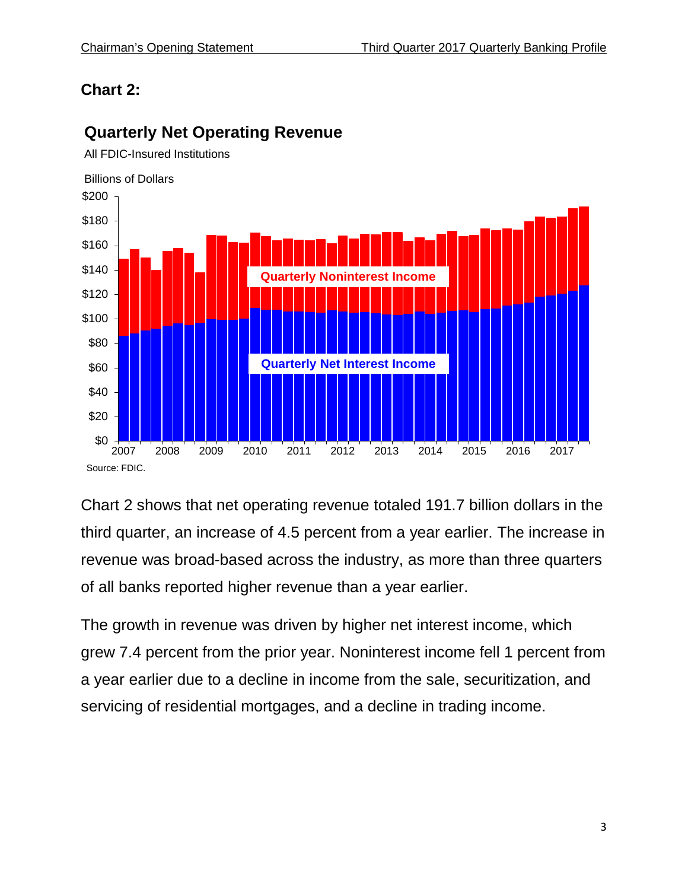## Chart 2:

### Quarterly Net Operating Revenue

All FDIC-Insured Institutions

Billions of Dollars

Quarterly Noninterest Income

Quarterly Net Interest Income

Source: FDIC.

Chart 2 shows that net operating revenue totaled 191.7 billion dollars in the third quarter, an increase of 4.5 percent from a year earlier. The increase in revenue was broad-based across the industry, as more than three quarters of all banks reported higher revenue than a year earlier.

The growth in revenue was driven by higher net interest income, which grew 7.4 percent from the prior year. Noninterest income fell 1 percent from a year earlier due to a decline in income from the sale, securitization, and servicing of residential mortgages, and a decline in trading income.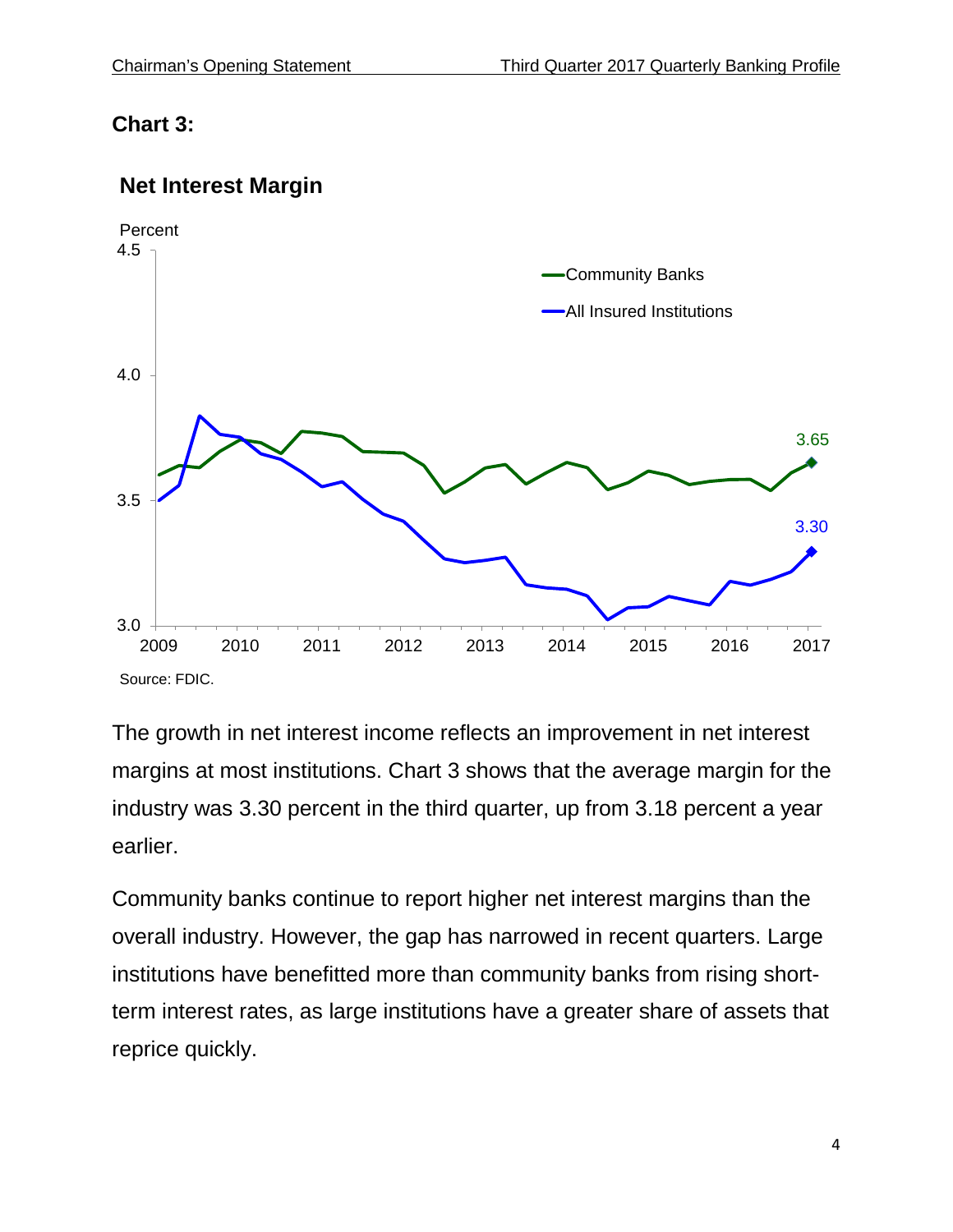## Chart 3:

### Net Interest Margin

Percent

Community Banks: 3.65
All Insured Institutions: 3.30

Source: FDIC.

The growth in net interest income reflects an improvement in net interest margins at most institutions. Chart 3 shows that the average margin for the industry was 3.30 percent in the third quarter, up from 3.18 percent a year earlier.

Community banks continue to report higher net interest margins than the overall industry. However, the gap has narrowed in recent quarters. Large institutions have benefitted more than community banks from rising short-term interest rates, as large institutions have a greater share of assets that reprice quickly.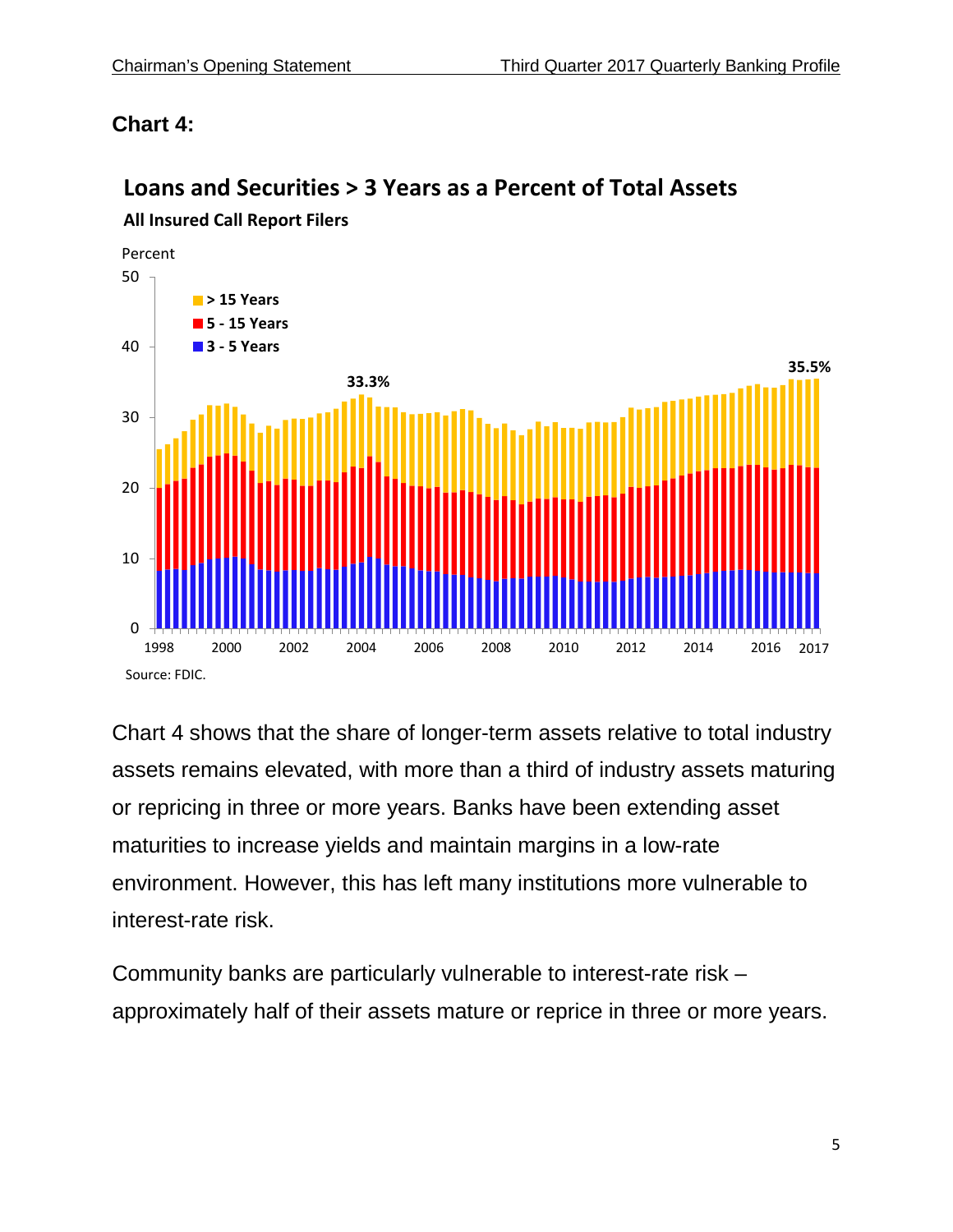## Chart 4:

Chart 4 shows that the share of longer-term assets relative to total industry assets remains elevated, with more than a third of industry assets maturing or repricing in three or more years. Banks have been extending asset maturities to increase yields and maintain margins in a low-rate environment. However, this has left many institutions more vulnerable to interest-rate risk.

Community banks are particularly vulnerable to interest-rate risk – approximately half of their assets mature or reprice in three or more years.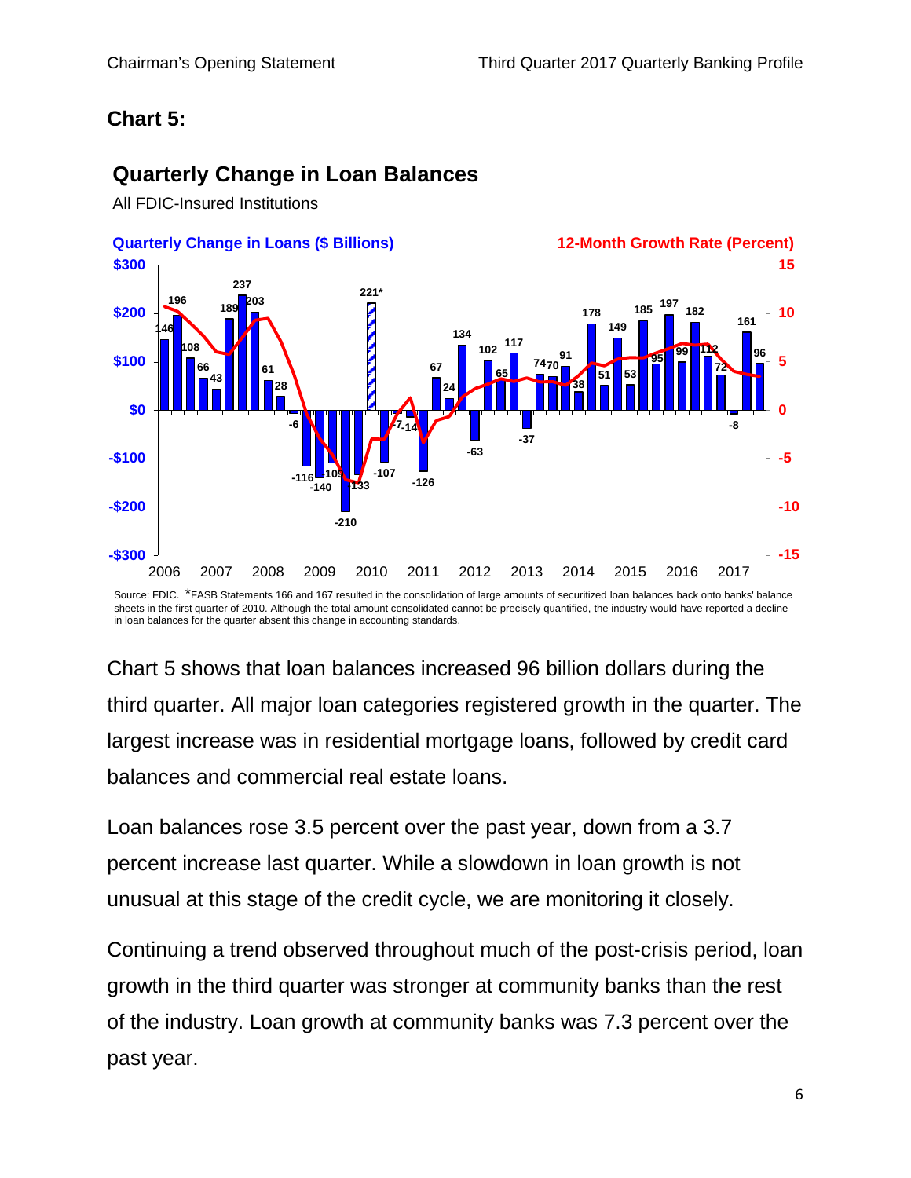## Chart 5:

### Quarterly Change in Loan Balances

All FDIC-Insured Institutions

Quarterly Change in Loans ($ Billions)

12-Month Growth Rate (Percent)

Source: FDIC. *FASB Statements 166 and 167 resulted in the consolidation of large amounts of securitized loan balances back onto banks' balance sheets in the first quarter of 2010. Although the total amount consolidated cannot be precisely quantified, the industry would have reported a decline in loan balances for the quarter absent this change in accounting standards.

Chart 5 shows that loan balances increased 96 billion dollars during the third quarter. All major loan categories registered growth in the quarter. The largest increase was in residential mortgage loans, followed by credit card balances and commercial real estate loans.

Loan balances rose 3.5 percent over the past year, down from a 3.7 percent increase last quarter. While a slowdown in loan growth is not unusual at this stage of the credit cycle, we are monitoring it closely.

Continuing a trend observed throughout much of the post-crisis period, loan growth in the third quarter was stronger at community banks than the rest of the industry. Loan growth at community banks was 7.3 percent over the past year.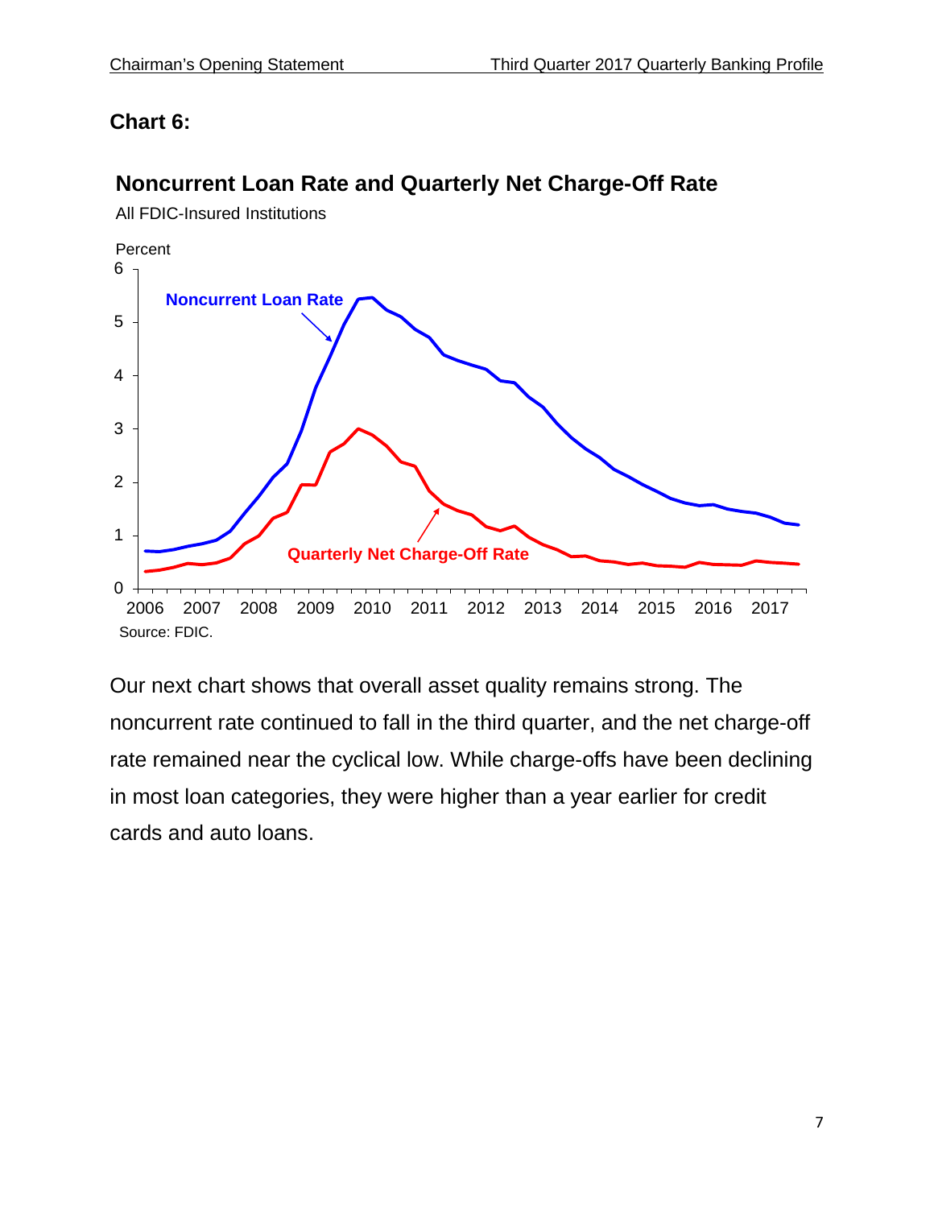## Chart 6:

**Noncurrent Loan Rate and Quarterly Net Charge-Off Rate**

All FDIC-Insured Institutions

Source: FDIC.

Our next chart shows that overall asset quality remains strong. The noncurrent rate continued to fall in the third quarter, and the net charge-off rate remained near the cyclical low. While charge-offs have been declining in most loan categories, they were higher than a year earlier for credit cards and auto loans.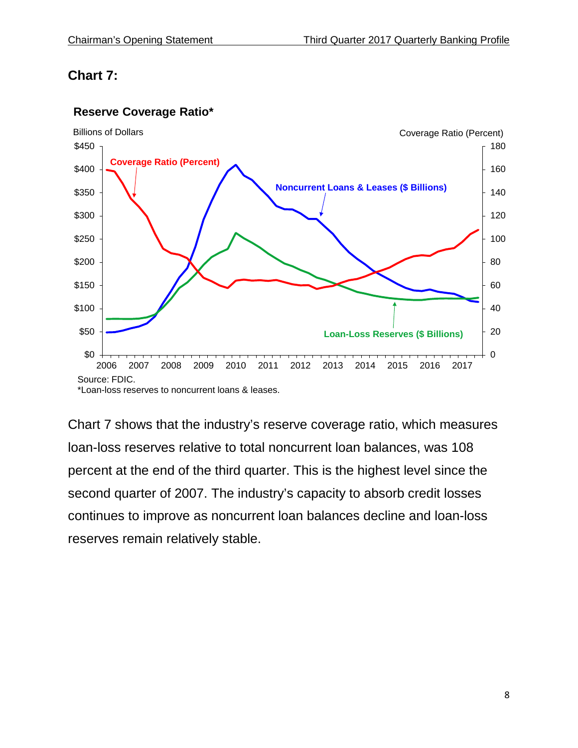## Chart 7:

**Reserve Coverage Ratio***

Source: FDIC.

*Loan-loss reserves to noncurrent loans & leases.

Chart 7 shows that the industry's reserve coverage ratio, which measures loan-loss reserves relative to total noncurrent loan balances, was 108 percent at the end of the third quarter. This is the highest level since the second quarter of 2007. The industry's capacity to absorb credit losses continues to improve as noncurrent loan balances decline and loan-loss reserves remain relatively stable.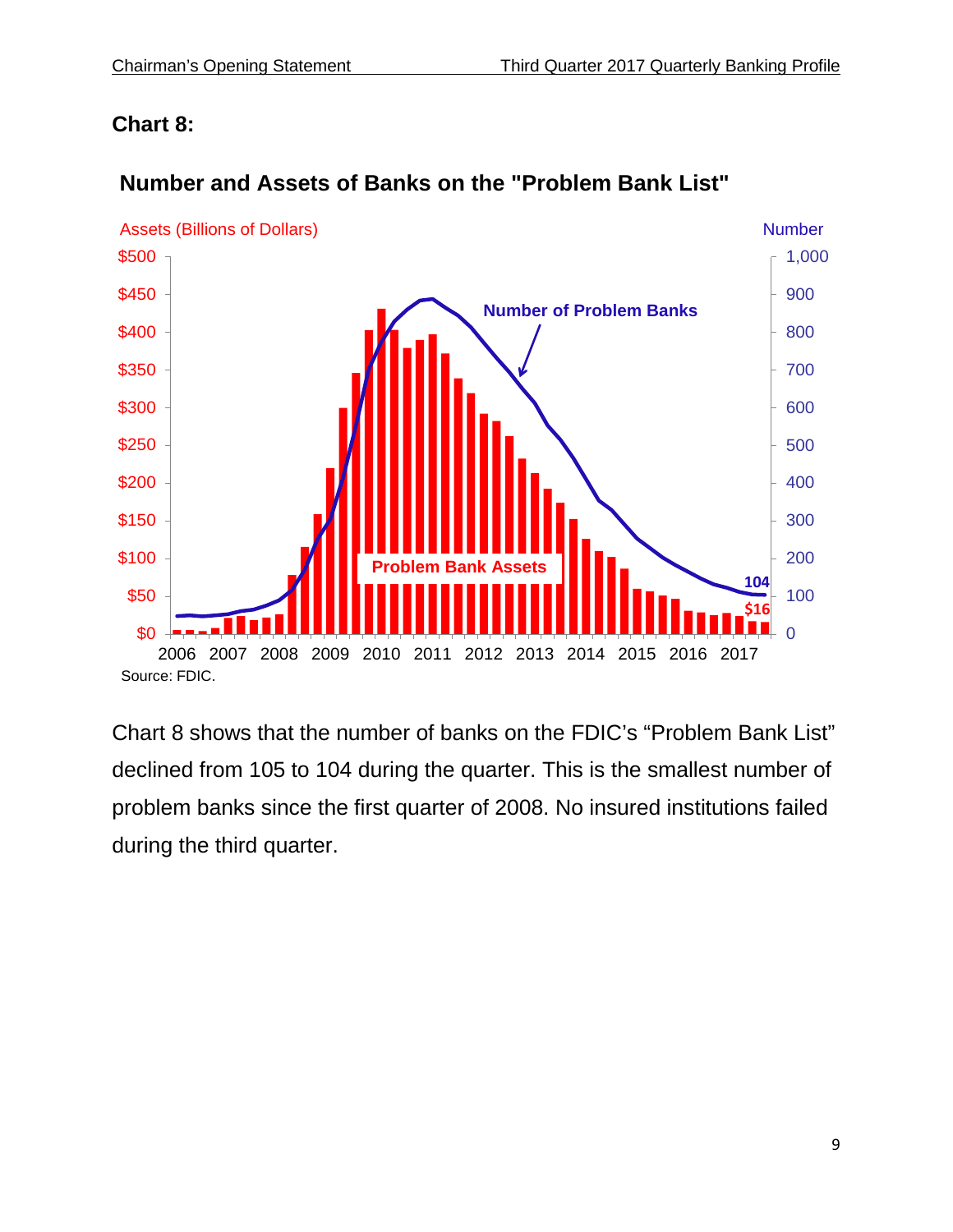## Chart 8:

**Number and Assets of Banks on the "Problem Bank List"**

Assets (Billions of Dollars) | Number

Source: FDIC.

Chart 8 shows that the number of banks on the FDIC's "Problem Bank List" declined from 105 to 104 during the quarter. This is the smallest number of problem banks since the first quarter of 2008. No insured institutions failed during the third quarter.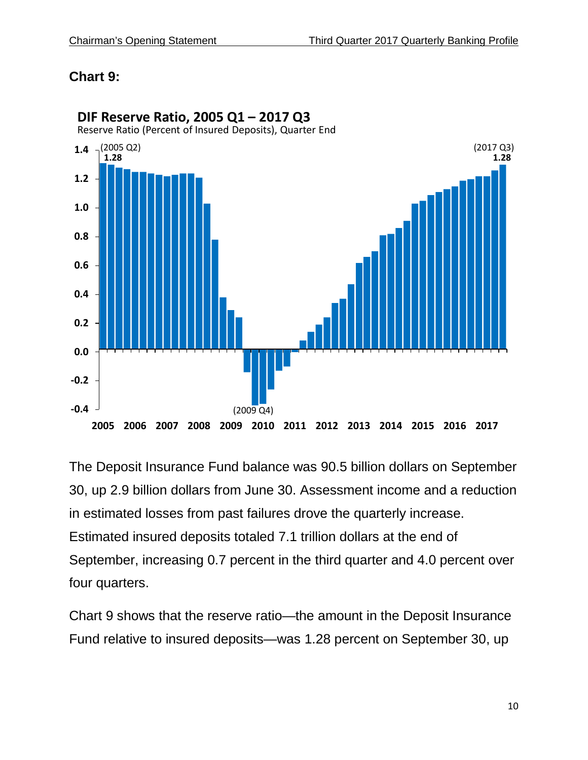## Chart 9:

**DIF Reserve Ratio, 2005 Q1 – 2017 Q3**

Reserve Ratio (Percent of Insured Deposits), Quarter End

(2005 Q2) **1.28**

(2017 Q3) **1.28**

(2009 Q4)

1.4, 1.2, 1.0, 0.8, 0.6, 0.4, 0.2, 0.0, -0.2, -0.4

2005 2006 2007 2008 2009 2010 2011 2012 2013 2014 2015 2016 2017

The Deposit Insurance Fund balance was 90.5 billion dollars on September 30, up 2.9 billion dollars from June 30. Assessment income and a reduction in estimated losses from past failures drove the quarterly increase. Estimated insured deposits totaled 7.1 trillion dollars at the end of September, increasing 0.7 percent in the third quarter and 4.0 percent over four quarters.

Chart 9 shows that the reserve ratio—the amount in the Deposit Insurance Fund relative to insured deposits—was 1.28 percent on September 30, up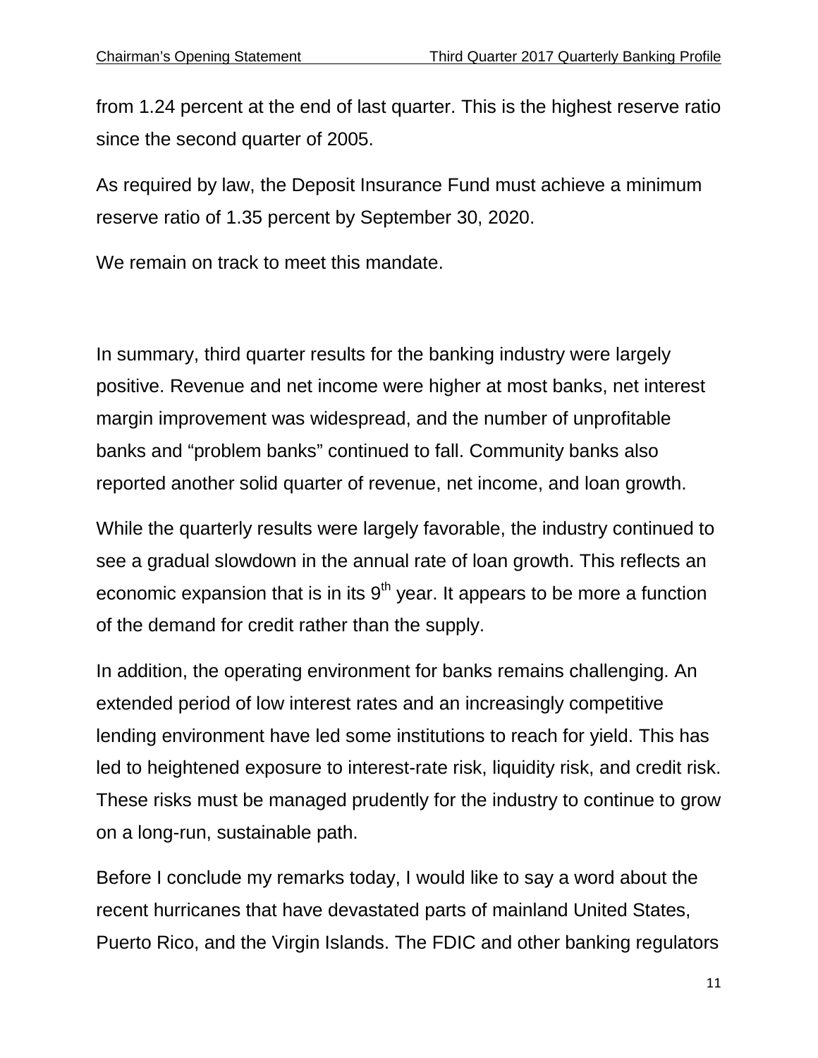from 1.24 percent at the end of last quarter. This is the highest reserve ratio since the second quarter of 2005.

As required by law, the Deposit Insurance Fund must achieve a minimum reserve ratio of 1.35 percent by September 30, 2020.

We remain on track to meet this mandate.

In summary, third quarter results for the banking industry were largely positive. Revenue and net income were higher at most banks, net interest margin improvement was widespread, and the number of unprofitable banks and "problem banks" continued to fall. Community banks also reported another solid quarter of revenue, net income, and loan growth.

While the quarterly results were largely favorable, the industry continued to see a gradual slowdown in the annual rate of loan growth. This reflects an economic expansion that is in its 9th year. It appears to be more a function of the demand for credit rather than the supply.

In addition, the operating environment for banks remains challenging. An extended period of low interest rates and an increasingly competitive lending environment have led some institutions to reach for yield. This has led to heightened exposure to interest-rate risk, liquidity risk, and credit risk. These risks must be managed prudently for the industry to continue to grow on a long-run, sustainable path.

Before I conclude my remarks today, I would like to say a word about the recent hurricanes that have devastated parts of mainland United States, Puerto Rico, and the Virgin Islands. The FDIC and other banking regulators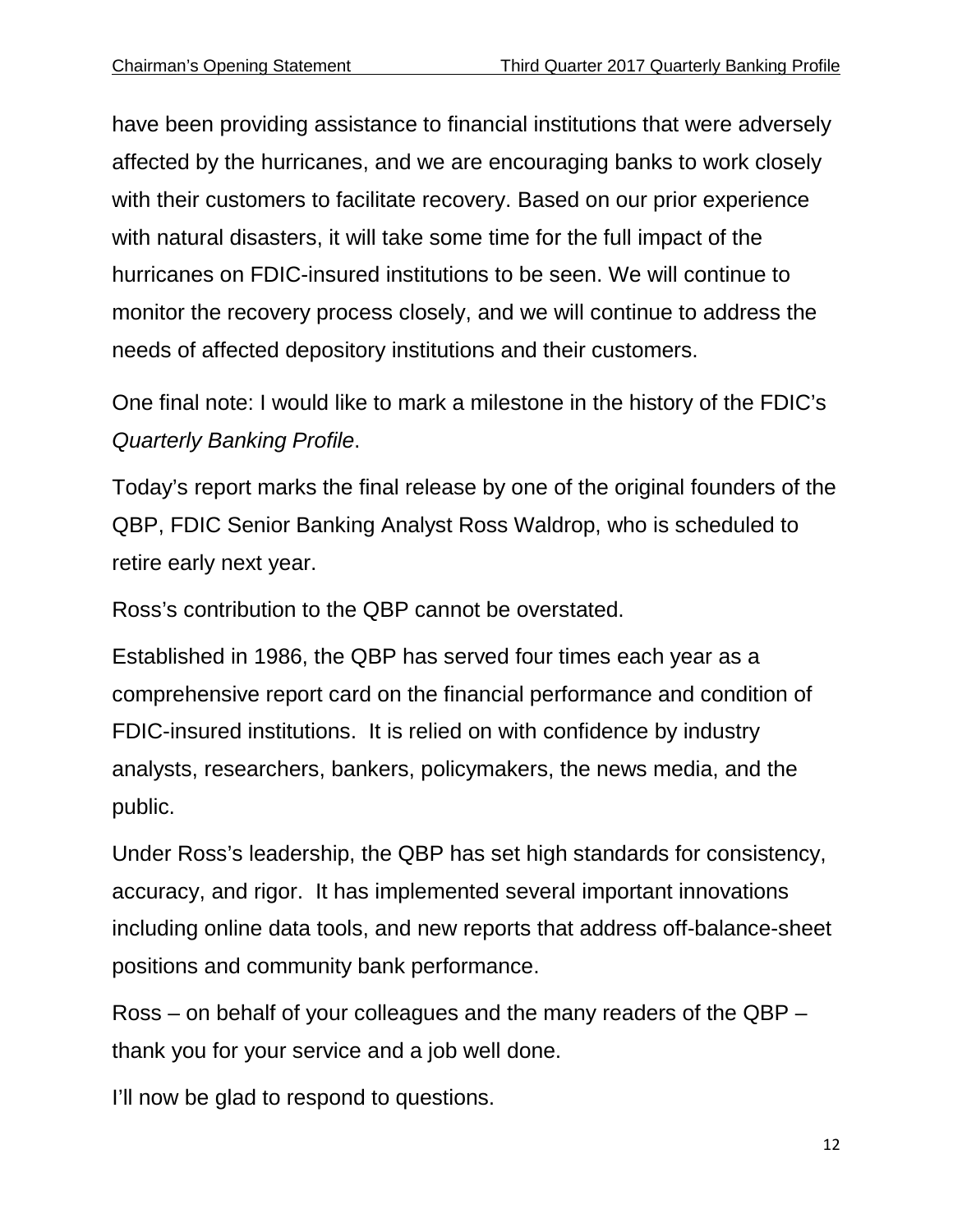have been providing assistance to financial institutions that were adversely affected by the hurricanes, and we are encouraging banks to work closely with their customers to facilitate recovery. Based on our prior experience with natural disasters, it will take some time for the full impact of the hurricanes on FDIC-insured institutions to be seen. We will continue to monitor the recovery process closely, and we will continue to address the needs of affected depository institutions and their customers.

One final note: I would like to mark a milestone in the history of the FDIC's *Quarterly Banking Profile*.

Today's report marks the final release by one of the original founders of the QBP, FDIC Senior Banking Analyst Ross Waldrop, who is scheduled to retire early next year.

Ross's contribution to the QBP cannot be overstated.

Established in 1986, the QBP has served four times each year as a comprehensive report card on the financial performance and condition of FDIC-insured institutions. It is relied on with confidence by industry analysts, researchers, bankers, policymakers, the news media, and the public.

Under Ross's leadership, the QBP has set high standards for consistency, accuracy, and rigor. It has implemented several important innovations including online data tools, and new reports that address off-balance-sheet positions and community bank performance.

Ross – on behalf of your colleagues and the many readers of the QBP – thank you for your service and a job well done.

I'll now be glad to respond to questions.